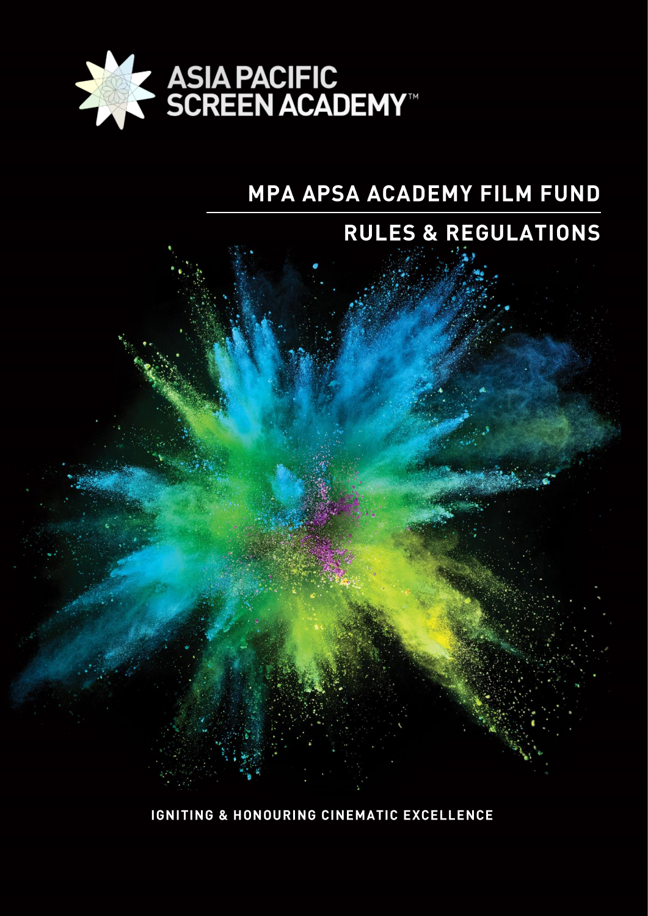ASIA PACIFIC SCREEN ACADEMY™

# MPA APSA ACADEMY FILM FUND

## RULES & REGULATIONS

IGNITING & HONOURING CINEMATIC EXCELLENCE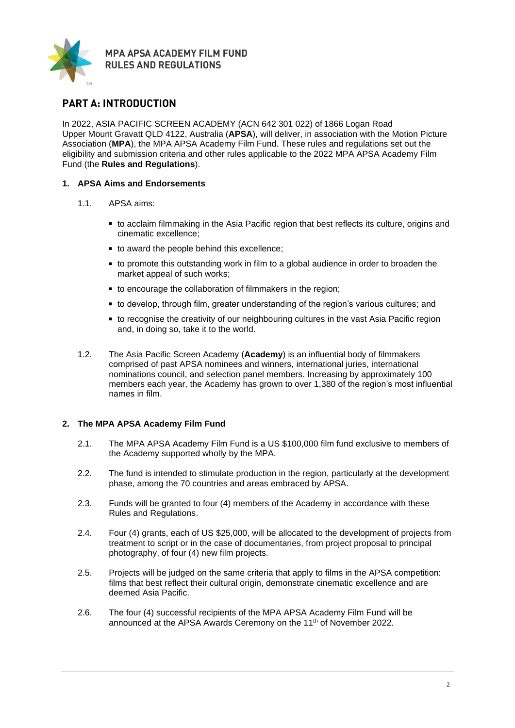# PART A: INTRODUCTION

In 2022, ASIA PACIFIC SCREEN ACADEMY (ACN 642 301 022) of 1866 Logan Road Upper Mount Gravatt QLD 4122, Australia (**APSA**), will deliver, in association with the Motion Picture Association (**MPA**), the MPA APSA Academy Film Fund. These rules and regulations set out the eligibility and submission criteria and other rules applicable to the 2022 MPA APSA Academy Film Fund (the **Rules and Regulations**).

## 1. APSA Aims and Endorsements

1.1. APSA aims:

- to acclaim filmmaking in the Asia Pacific region that best reflects its culture, origins and cinematic excellence;
- to award the people behind this excellence;
- to promote this outstanding work in film to a global audience in order to broaden the market appeal of such works;
- to encourage the collaboration of filmmakers in the region;
- to develop, through film, greater understanding of the region's various cultures; and
- to recognise the creativity of our neighbouring cultures in the vast Asia Pacific region and, in doing so, take it to the world.

1.2. The Asia Pacific Screen Academy (**Academy**) is an influential body of filmmakers comprised of past APSA nominees and winners, international juries, international nominations council, and selection panel members. Increasing by approximately 100 members each year, the Academy has grown to over 1,380 of the region's most influential names in film.

## 2. The MPA APSA Academy Film Fund

2.1. The MPA APSA Academy Film Fund is a US $100,000 film fund exclusive to members of the Academy supported wholly by the MPA.

2.2. The fund is intended to stimulate production in the region, particularly at the development phase, among the 70 countries and areas embraced by APSA.

2.3. Funds will be granted to four (4) members of the Academy in accordance with these Rules and Regulations.

2.4. Four (4) grants, each of US $25,000, will be allocated to the development of projects from treatment to script or in the case of documentaries, from project proposal to principal photography, of four (4) new film projects.

2.5. Projects will be judged on the same criteria that apply to films in the APSA competition: films that best reflect their cultural origin, demonstrate cinematic excellence and are deemed Asia Pacific.

2.6. The four (4) successful recipients of the MPA APSA Academy Film Fund will be announced at the APSA Awards Ceremony on the 11th of November 2022.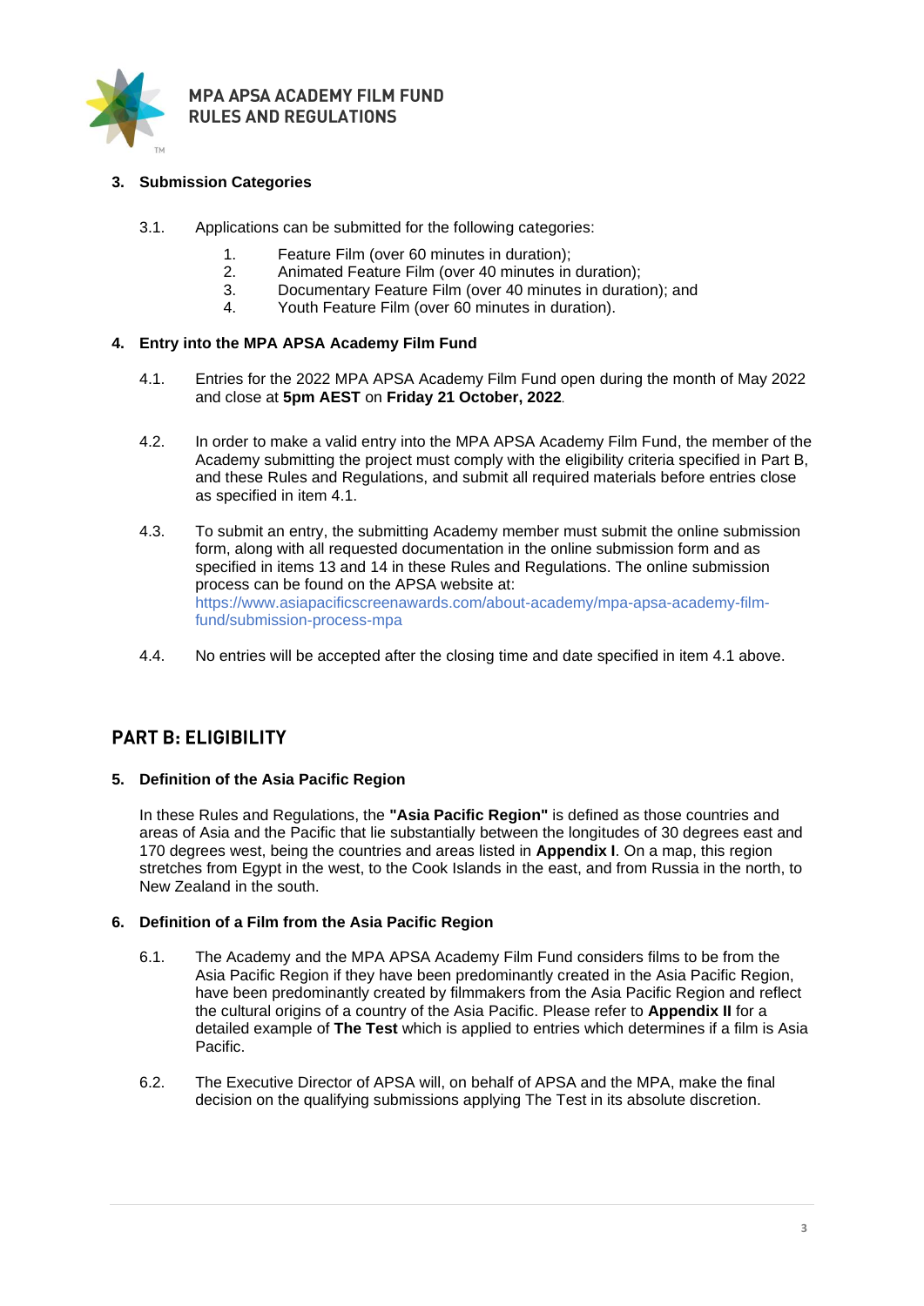### 3. Submission Categories

3.1. Applications can be submitted for the following categories:

1. Feature Film (over 60 minutes in duration);
2. Animated Feature Film (over 40 minutes in duration);
3. Documentary Feature Film (over 40 minutes in duration); and
4. Youth Feature Film (over 60 minutes in duration).

### 4. Entry into the MPA APSA Academy Film Fund

4.1. Entries for the 2022 MPA APSA Academy Film Fund open during the month of May 2022 and close at **5pm AEST** on **Friday 21 October, 2022**.

4.2. In order to make a valid entry into the MPA APSA Academy Film Fund, the member of the Academy submitting the project must comply with the eligibility criteria specified in Part B, and these Rules and Regulations, and submit all required materials before entries close as specified in item 4.1.

4.3. To submit an entry, the submitting Academy member must submit the online submission form, along with all requested documentation in the online submission form and as specified in items 13 and 14 in these Rules and Regulations. The online submission process can be found on the APSA website at: https://www.asiapacificscreenawards.com/about-academy/mpa-apsa-academy-film-fund/submission-process-mpa

4.4. No entries will be accepted after the closing time and date specified in item 4.1 above.

## PART B: ELIGIBILITY

### 5. Definition of the Asia Pacific Region

In these Rules and Regulations, the **"Asia Pacific Region"** is defined as those countries and areas of Asia and the Pacific that lie substantially between the longitudes of 30 degrees east and 170 degrees west, being the countries and areas listed in **Appendix I**. On a map, this region stretches from Egypt in the west, to the Cook Islands in the east, and from Russia in the north, to New Zealand in the south.

### 6. Definition of a Film from the Asia Pacific Region

6.1. The Academy and the MPA APSA Academy Film Fund considers films to be from the Asia Pacific Region if they have been predominantly created in the Asia Pacific Region, have been predominantly created by filmmakers from the Asia Pacific Region and reflect the cultural origins of a country of the Asia Pacific. Please refer to **Appendix II** for a detailed example of **The Test** which is applied to entries which determines if a film is Asia Pacific.

6.2. The Executive Director of APSA will, on behalf of APSA and the MPA, make the final decision on the qualifying submissions applying The Test in its absolute discretion.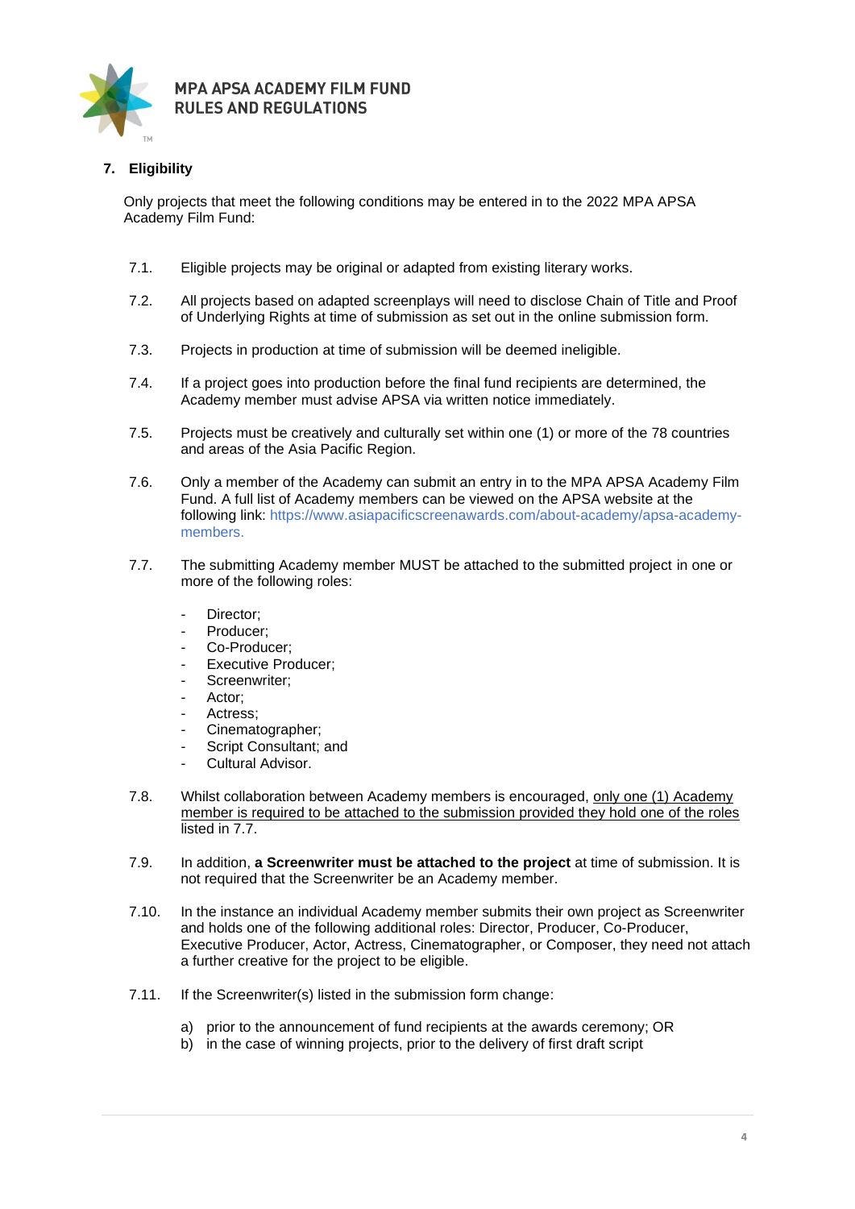## 7. Eligibility

Only projects that meet the following conditions may be entered in to the 2022 MPA APSA Academy Film Fund:

7.1. Eligible projects may be original or adapted from existing literary works.

7.2. All projects based on adapted screenplays will need to disclose Chain of Title and Proof of Underlying Rights at time of submission as set out in the online submission form.

7.3. Projects in production at time of submission will be deemed ineligible.

7.4. If a project goes into production before the final fund recipients are determined, the Academy member must advise APSA via written notice immediately.

7.5. Projects must be creatively and culturally set within one (1) or more of the 78 countries and areas of the Asia Pacific Region.

7.6. Only a member of the Academy can submit an entry in to the MPA APSA Academy Film Fund. A full list of Academy members can be viewed on the APSA website at the following link: https://www.asiapacificscreenawards.com/about-academy/apsa-academy-members.

7.7. The submitting Academy member MUST be attached to the submitted project in one or more of the following roles:

- Director;
- Producer;
- Co-Producer;
- Executive Producer;
- Screenwriter;
- Actor;
- Actress;
- Cinematographer;
- Script Consultant; and
- Cultural Advisor.

7.8. Whilst collaboration between Academy members is encouraged, only one (1) Academy member is required to be attached to the submission provided they hold one of the roles listed in 7.7.

7.9. In addition, **a Screenwriter must be attached to the project** at time of submission. It is not required that the Screenwriter be an Academy member.

7.10. In the instance an individual Academy member submits their own project as Screenwriter and holds one of the following additional roles: Director, Producer, Co-Producer, Executive Producer, Actor, Actress, Cinematographer, or Composer, they need not attach a further creative for the project to be eligible.

7.11. If the Screenwriter(s) listed in the submission form change:

a) prior to the announcement of fund recipients at the awards ceremony; OR
b) in the case of winning projects, prior to the delivery of first draft script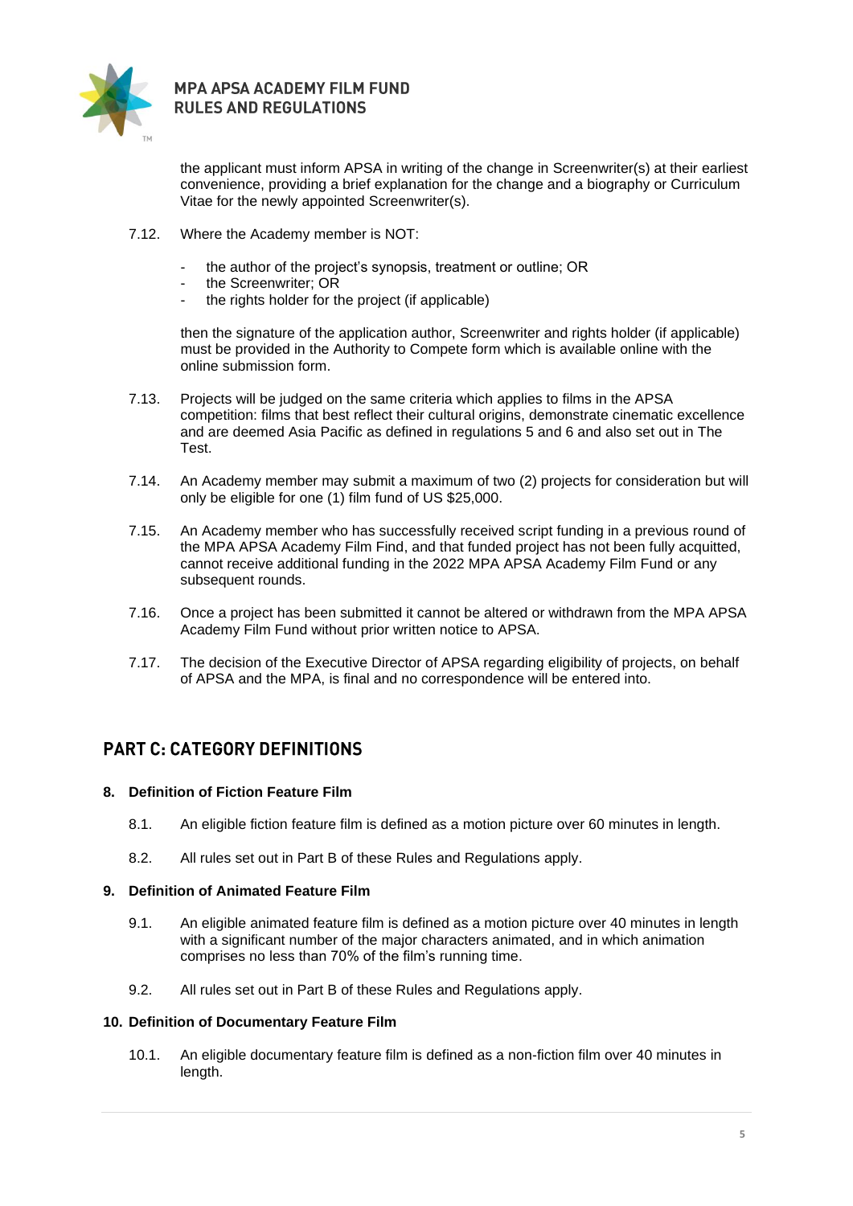the applicant must inform APSA in writing of the change in Screenwriter(s) at their earliest convenience, providing a brief explanation for the change and a biography or Curriculum Vitae for the newly appointed Screenwriter(s).

7.12. Where the Academy member is NOT:

- the author of the project's synopsis, treatment or outline; OR
- the Screenwriter; OR
- the rights holder for the project (if applicable)

then the signature of the application author, Screenwriter and rights holder (if applicable) must be provided in the Authority to Compete form which is available online with the online submission form.

7.13. Projects will be judged on the same criteria which applies to films in the APSA competition: films that best reflect their cultural origins, demonstrate cinematic excellence and are deemed Asia Pacific as defined in regulations 5 and 6 and also set out in The Test.

7.14. An Academy member may submit a maximum of two (2) projects for consideration but will only be eligible for one (1) film fund of US $25,000.

7.15. An Academy member who has successfully received script funding in a previous round of the MPA APSA Academy Film Find, and that funded project has not been fully acquitted, cannot receive additional funding in the 2022 MPA APSA Academy Film Fund or any subsequent rounds.

7.16. Once a project has been submitted it cannot be altered or withdrawn from the MPA APSA Academy Film Fund without prior written notice to APSA.

7.17. The decision of the Executive Director of APSA regarding eligibility of projects, on behalf of APSA and the MPA, is final and no correspondence will be entered into.

## PART C: CATEGORY DEFINITIONS

### 8. Definition of Fiction Feature Film

8.1. An eligible fiction feature film is defined as a motion picture over 60 minutes in length.

8.2. All rules set out in Part B of these Rules and Regulations apply.

### 9. Definition of Animated Feature Film

9.1. An eligible animated feature film is defined as a motion picture over 40 minutes in length with a significant number of the major characters animated, and in which animation comprises no less than 70% of the film's running time.

9.2. All rules set out in Part B of these Rules and Regulations apply.

### 10. Definition of Documentary Feature Film

10.1. An eligible documentary feature film is defined as a non-fiction film over 40 minutes in length.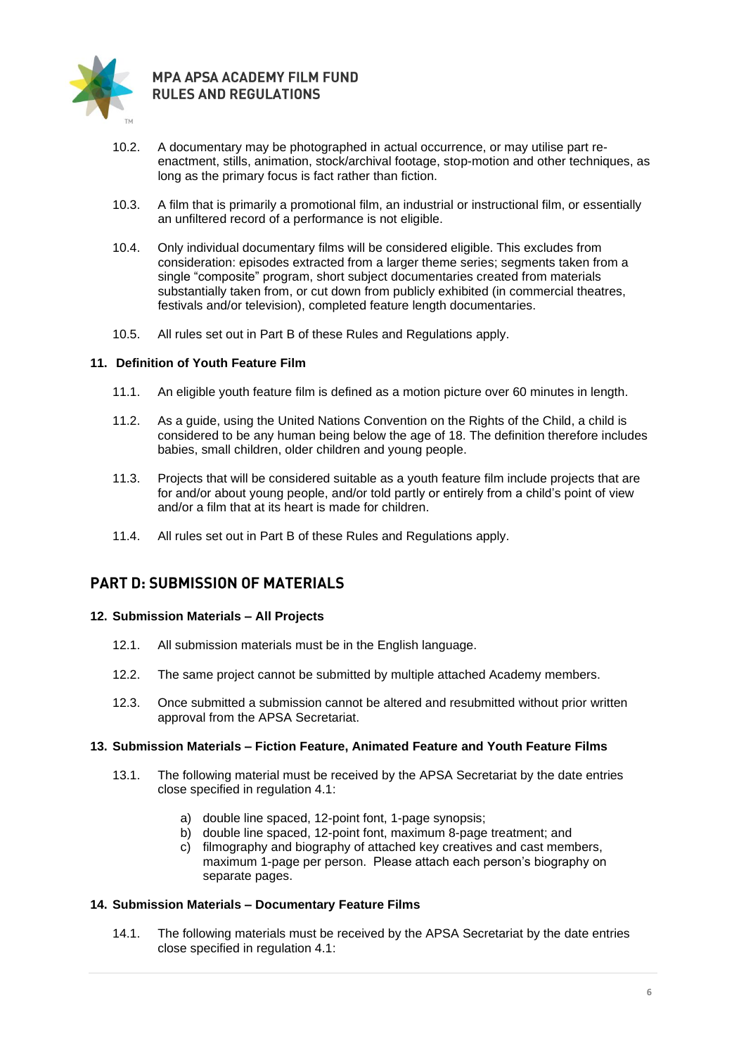10.2. A documentary may be photographed in actual occurrence, or may utilise part re-enactment, stills, animation, stock/archival footage, stop-motion and other techniques, as long as the primary focus is fact rather than fiction.

10.3. A film that is primarily a promotional film, an industrial or instructional film, or essentially an unfiltered record of a performance is not eligible.

10.4. Only individual documentary films will be considered eligible. This excludes from consideration: episodes extracted from a larger theme series; segments taken from a single "composite" program, short subject documentaries created from materials substantially taken from, or cut down from publicly exhibited (in commercial theatres, festivals and/or television), completed feature length documentaries.

10.5. All rules set out in Part B of these Rules and Regulations apply.

**11. Definition of Youth Feature Film**

11.1. An eligible youth feature film is defined as a motion picture over 60 minutes in length.

11.2. As a guide, using the United Nations Convention on the Rights of the Child, a child is considered to be any human being below the age of 18. The definition therefore includes babies, small children, older children and young people.

11.3. Projects that will be considered suitable as a youth feature film include projects that are for and/or about young people, and/or told partly or entirely from a child's point of view and/or a film that at its heart is made for children.

11.4. All rules set out in Part B of these Rules and Regulations apply.

## PART D: SUBMISSION OF MATERIALS

**12. Submission Materials – All Projects**

12.1. All submission materials must be in the English language.

12.2. The same project cannot be submitted by multiple attached Academy members.

12.3. Once submitted a submission cannot be altered and resubmitted without prior written approval from the APSA Secretariat.

**13. Submission Materials – Fiction Feature, Animated Feature and Youth Feature Films**

13.1. The following material must be received by the APSA Secretariat by the date entries close specified in regulation 4.1:

a) double line spaced, 12-point font, 1-page synopsis;
b) double line spaced, 12-point font, maximum 8-page treatment; and
c) filmography and biography of attached key creatives and cast members, maximum 1-page per person. Please attach each person's biography on separate pages.

**14. Submission Materials – Documentary Feature Films**

14.1. The following materials must be received by the APSA Secretariat by the date entries close specified in regulation 4.1: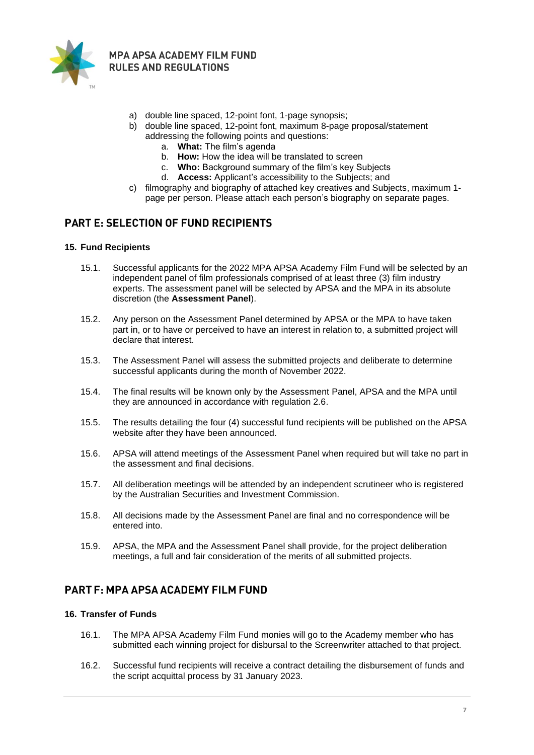a) double line spaced, 12-point font, 1-page synopsis;
b) double line spaced, 12-point font, maximum 8-page proposal/statement addressing the following points and questions:
    a. **What:** The film's agenda
    b. **How:** How the idea will be translated to screen
    c. **Who:** Background summary of the film's key Subjects
    d. **Access:** Applicant's accessibility to the Subjects; and
c) filmography and biography of attached key creatives and Subjects, maximum 1-page per person. Please attach each person's biography on separate pages.

## PART E: SELECTION OF FUND RECIPIENTS

### 15. Fund Recipients

15.1. Successful applicants for the 2022 MPA APSA Academy Film Fund will be selected by an independent panel of film professionals comprised of at least three (3) film industry experts. The assessment panel will be selected by APSA and the MPA in its absolute discretion (the **Assessment Panel**).

15.2. Any person on the Assessment Panel determined by APSA or the MPA to have taken part in, or to have or perceived to have an interest in relation to, a submitted project will declare that interest.

15.3. The Assessment Panel will assess the submitted projects and deliberate to determine successful applicants during the month of November 2022.

15.4. The final results will be known only by the Assessment Panel, APSA and the MPA until they are announced in accordance with regulation 2.6.

15.5. The results detailing the four (4) successful fund recipients will be published on the APSA website after they have been announced.

15.6. APSA will attend meetings of the Assessment Panel when required but will take no part in the assessment and final decisions.

15.7. All deliberation meetings will be attended by an independent scrutineer who is registered by the Australian Securities and Investment Commission.

15.8. All decisions made by the Assessment Panel are final and no correspondence will be entered into.

15.9. APSA, the MPA and the Assessment Panel shall provide, for the project deliberation meetings, a full and fair consideration of the merits of all submitted projects.

## PART F: MPA APSA ACADEMY FILM FUND

### 16. Transfer of Funds

16.1. The MPA APSA Academy Film Fund monies will go to the Academy member who has submitted each winning project for disbursal to the Screenwriter attached to that project.

16.2. Successful fund recipients will receive a contract detailing the disbursement of funds and the script acquittal process by 31 January 2023.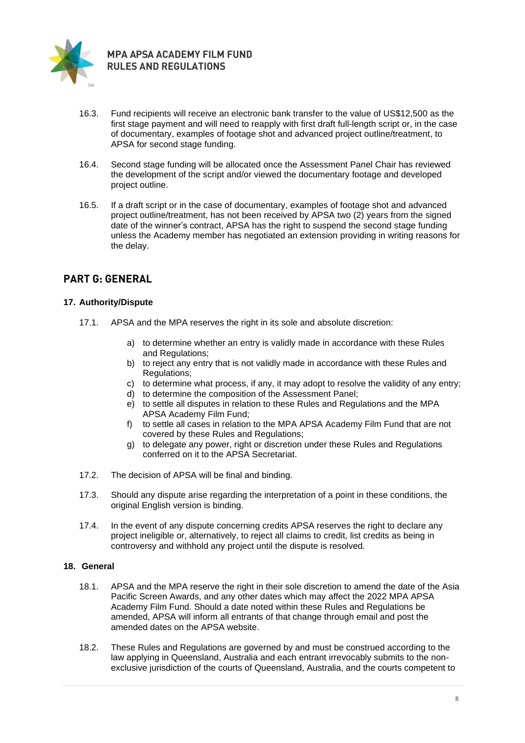16.3. Fund recipients will receive an electronic bank transfer to the value of US$12,500 as the first stage payment and will need to reapply with first draft full-length script or, in the case of documentary, examples of footage shot and advanced project outline/treatment, to APSA for second stage funding.

16.4. Second stage funding will be allocated once the Assessment Panel Chair has reviewed the development of the script and/or viewed the documentary footage and developed project outline.

16.5. If a draft script or in the case of documentary, examples of footage shot and advanced project outline/treatment, has not been received by APSA two (2) years from the signed date of the winner's contract, APSA has the right to suspend the second stage funding unless the Academy member has negotiated an extension providing in writing reasons for the delay.

## PART G: GENERAL

### 17. Authority/Dispute

17.1. APSA and the MPA reserves the right in its sole and absolute discretion:

a) to determine whether an entry is validly made in accordance with these Rules and Regulations;
b) to reject any entry that is not validly made in accordance with these Rules and Regulations;
c) to determine what process, if any, it may adopt to resolve the validity of any entry;
d) to determine the composition of the Assessment Panel;
e) to settle all disputes in relation to these Rules and Regulations and the MPA APSA Academy Film Fund;
f) to settle all cases in relation to the MPA APSA Academy Film Fund that are not covered by these Rules and Regulations;
g) to delegate any power, right or discretion under these Rules and Regulations conferred on it to the APSA Secretariat.

17.2. The decision of APSA will be final and binding.

17.3. Should any dispute arise regarding the interpretation of a point in these conditions, the original English version is binding.

17.4. In the event of any dispute concerning credits APSA reserves the right to declare any project ineligible or, alternatively, to reject all claims to credit, list credits as being in controversy and withhold any project until the dispute is resolved.

### 18. General

18.1. APSA and the MPA reserve the right in their sole discretion to amend the date of the Asia Pacific Screen Awards, and any other dates which may affect the 2022 MPA APSA Academy Film Fund. Should a date noted within these Rules and Regulations be amended, APSA will inform all entrants of that change through email and post the amended dates on the APSA website.

18.2. These Rules and Regulations are governed by and must be construed according to the law applying in Queensland, Australia and each entrant irrevocably submits to the non-exclusive jurisdiction of the courts of Queensland, Australia, and the courts competent to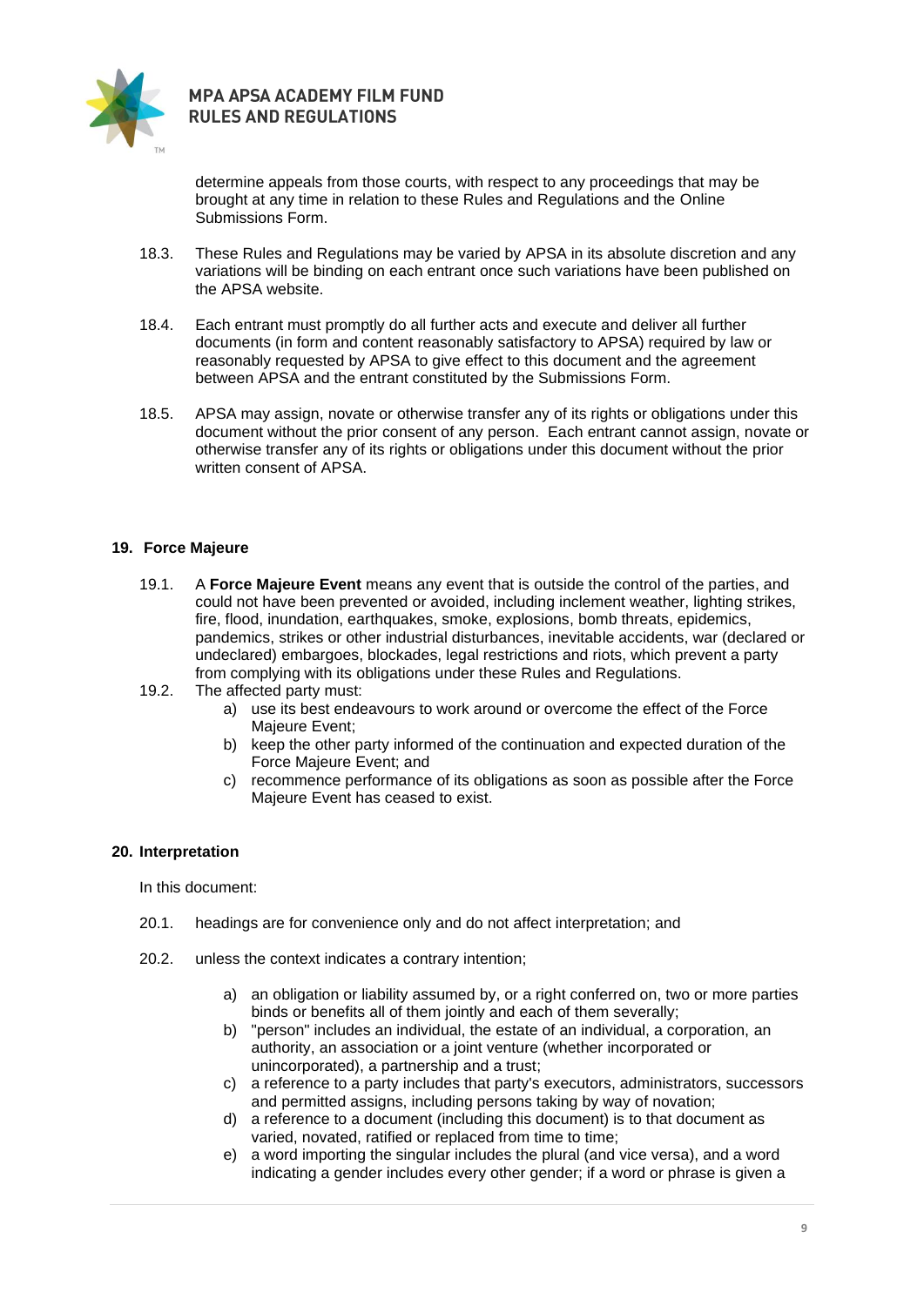determine appeals from those courts, with respect to any proceedings that may be brought at any time in relation to these Rules and Regulations and the Online Submissions Form.

18.3. These Rules and Regulations may be varied by APSA in its absolute discretion and any variations will be binding on each entrant once such variations have been published on the APSA website.

18.4. Each entrant must promptly do all further acts and execute and deliver all further documents (in form and content reasonably satisfactory to APSA) required by law or reasonably requested by APSA to give effect to this document and the agreement between APSA and the entrant constituted by the Submissions Form.

18.5. APSA may assign, novate or otherwise transfer any of its rights or obligations under this document without the prior consent of any person. Each entrant cannot assign, novate or otherwise transfer any of its rights or obligations under this document without the prior written consent of APSA.

## 19. Force Majeure

19.1. A **Force Majeure Event** means any event that is outside the control of the parties, and could not have been prevented or avoided, including inclement weather, lighting strikes, fire, flood, inundation, earthquakes, smoke, explosions, bomb threats, epidemics, pandemics, strikes or other industrial disturbances, inevitable accidents, war (declared or undeclared) embargoes, blockades, legal restrictions and riots, which prevent a party from complying with its obligations under these Rules and Regulations.

19.2. The affected party must:

a) use its best endeavours to work around or overcome the effect of the Force Majeure Event;
b) keep the other party informed of the continuation and expected duration of the Force Majeure Event; and
c) recommence performance of its obligations as soon as possible after the Force Majeure Event has ceased to exist.

## 20. Interpretation

In this document:

20.1. headings are for convenience only and do not affect interpretation; and

20.2. unless the context indicates a contrary intention;

a) an obligation or liability assumed by, or a right conferred on, two or more parties binds or benefits all of them jointly and each of them severally;
b) "person" includes an individual, the estate of an individual, a corporation, an authority, an association or a joint venture (whether incorporated or unincorporated), a partnership and a trust;
c) a reference to a party includes that party's executors, administrators, successors and permitted assigns, including persons taking by way of novation;
d) a reference to a document (including this document) is to that document as varied, novated, ratified or replaced from time to time;
e) a word importing the singular includes the plural (and vice versa), and a word indicating a gender includes every other gender; if a word or phrase is given a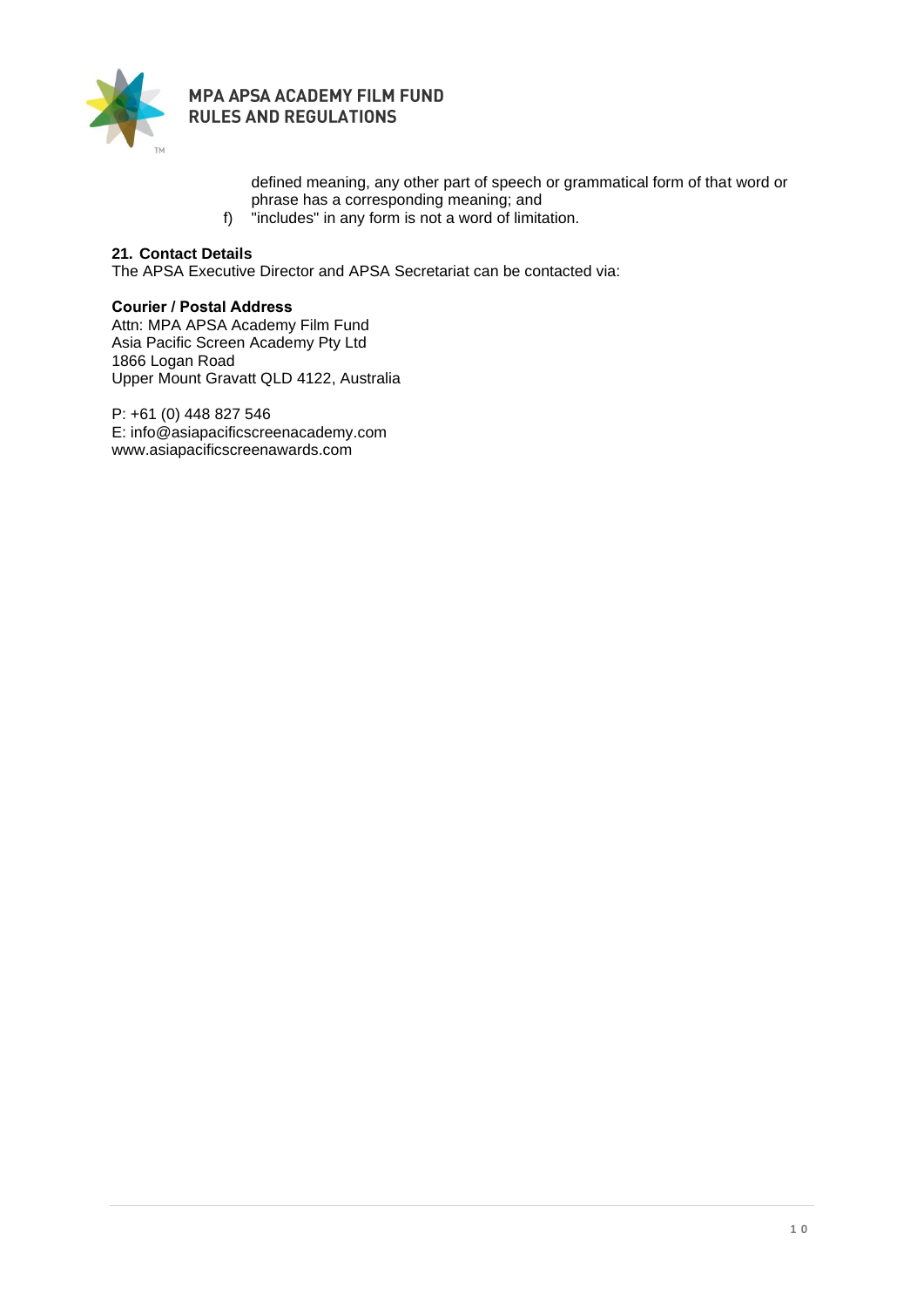defined meaning, any other part of speech or grammatical form of that word or phrase has a corresponding meaning; and

f) "includes" in any form is not a word of limitation.

## 21. Contact Details

The APSA Executive Director and APSA Secretariat can be contacted via:

**Courier / Postal Address**
Attn: MPA APSA Academy Film Fund
Asia Pacific Screen Academy Pty Ltd
1866 Logan Road
Upper Mount Gravatt QLD 4122, Australia

P: +61 (0) 448 827 546
E: info@asiapacificscreenacademy.com
www.asiapacificscreenawards.com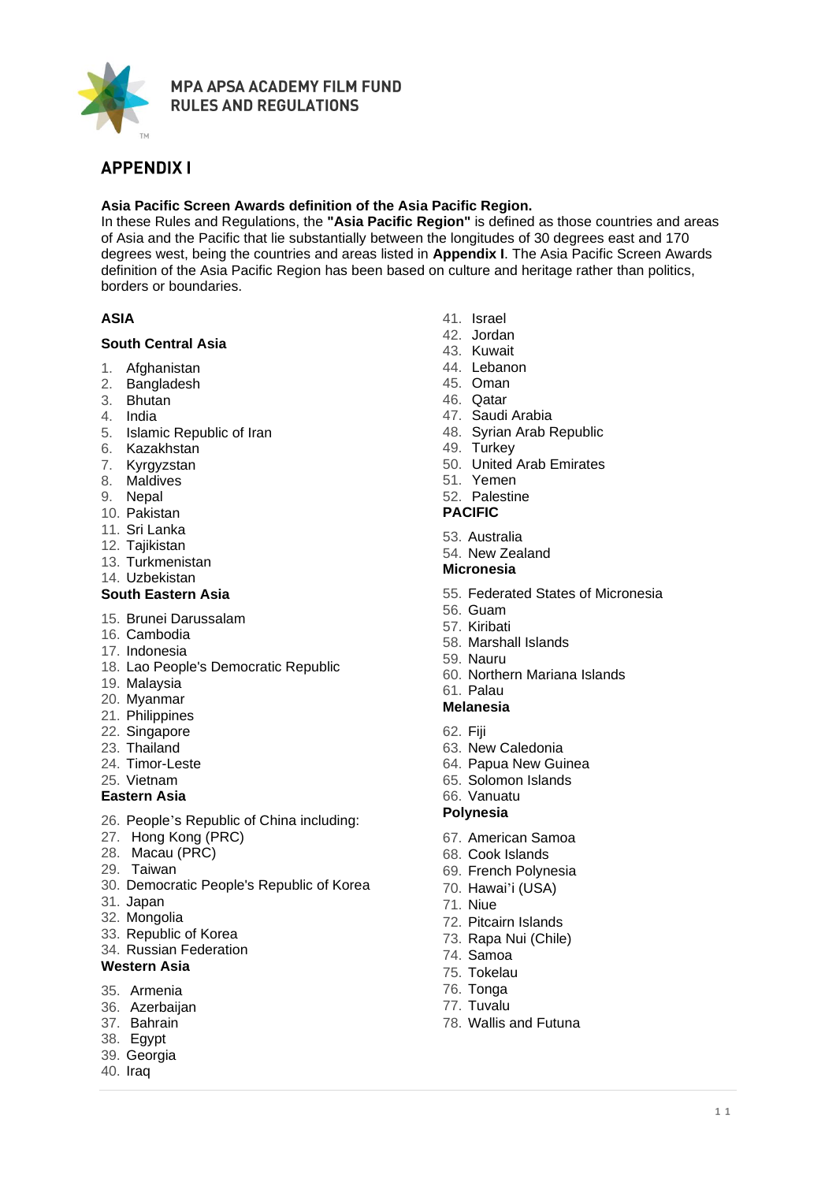# APPENDIX I

**Asia Pacific Screen Awards definition of the Asia Pacific Region.**
In these Rules and Regulations, the **"Asia Pacific Region"** is defined as those countries and areas of Asia and the Pacific that lie substantially between the longitudes of 30 degrees east and 170 degrees west, being the countries and areas listed in **Appendix I**. The Asia Pacific Screen Awards definition of the Asia Pacific Region has been based on culture and heritage rather than politics, borders or boundaries.

**ASIA**

**South Central Asia**

1. Afghanistan
2. Bangladesh
3. Bhutan
4. India
5. Islamic Republic of Iran
6. Kazakhstan
7. Kyrgyzstan
8. Maldives
9. Nepal
10. Pakistan
11. Sri Lanka
12. Tajikistan
13. Turkmenistan
14. Uzbekistan

**South Eastern Asia**

15. Brunei Darussalam
16. Cambodia
17. Indonesia
18. Lao People's Democratic Republic
19. Malaysia
20. Myanmar
21. Philippines
22. Singapore
23. Thailand
24. Timor-Leste
25. Vietnam

**Eastern Asia**

26. People's Republic of China including:
27. Hong Kong (PRC)
28. Macau (PRC)
29. Taiwan
30. Democratic People's Republic of Korea
31. Japan
32. Mongolia
33. Republic of Korea
34. Russian Federation

**Western Asia**

35. Armenia
36. Azerbaijan
37. Bahrain
38. Egypt
39. Georgia
40. Iraq
41. Israel
42. Jordan
43. Kuwait
44. Lebanon
45. Oman
46. Qatar
47. Saudi Arabia
48. Syrian Arab Republic
49. Turkey
50. United Arab Emirates
51. Yemen
52. Palestine

**PACIFIC**

53. Australia
54. New Zealand

**Micronesia**

55. Federated States of Micronesia
56. Guam
57. Kiribati
58. Marshall Islands
59. Nauru
60. Northern Mariana Islands
61. Palau

**Melanesia**

62. Fiji
63. New Caledonia
64. Papua New Guinea
65. Solomon Islands
66. Vanuatu

**Polynesia**

67. American Samoa
68. Cook Islands
69. French Polynesia
70. Hawai'i (USA)
71. Niue
72. Pitcairn Islands
73. Rapa Nui (Chile)
74. Samoa
75. Tokelau
76. Tonga
77. Tuvalu
78. Wallis and Futuna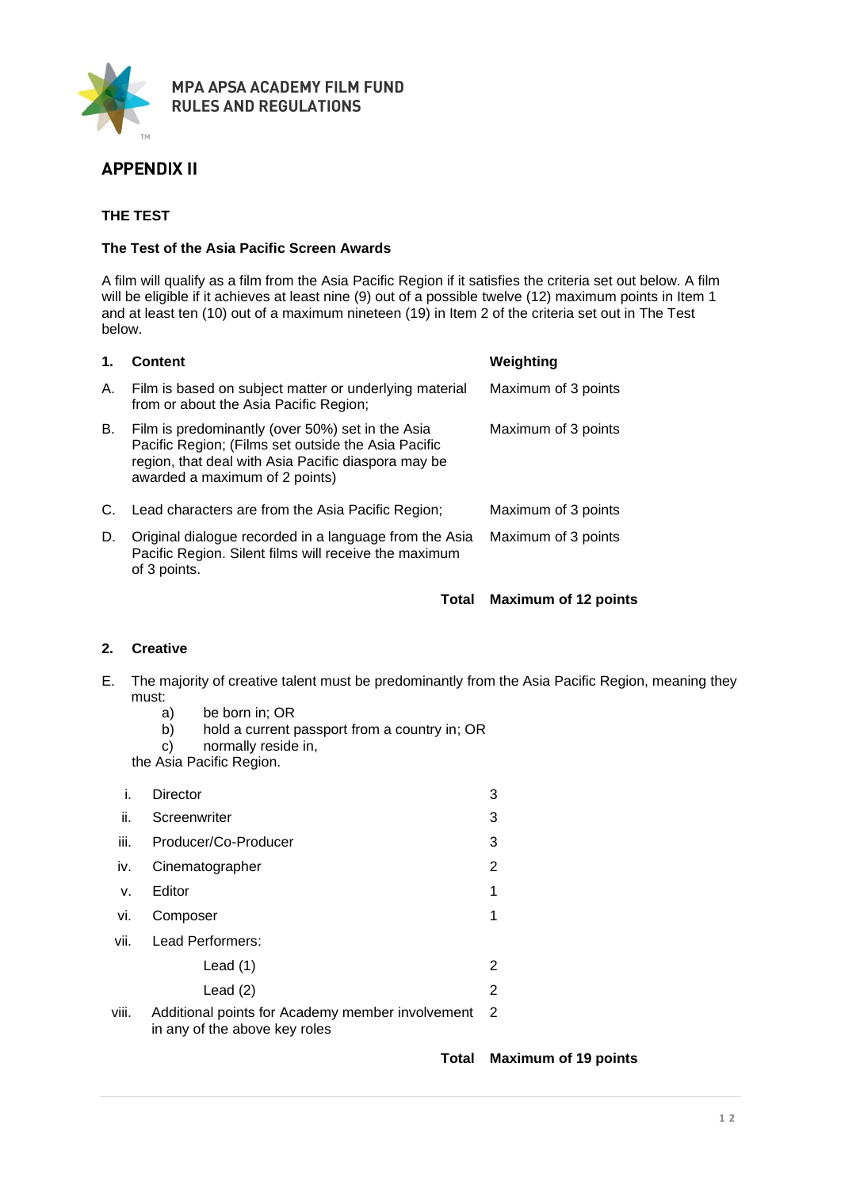MPA APSA ACADEMY FILM FUND
RULES AND REGULATIONS

# APPENDIX II

**THE TEST**

**The Test of the Asia Pacific Screen Awards**

A film will qualify as a film from the Asia Pacific Region if it satisfies the criteria set out below. A film will be eligible if it achieves at least nine (9) out of a possible twelve (12) maximum points in Item 1 and at least ten (10) out of a maximum nineteen (19) in Item 2 of the criteria set out in The Test below.

| **1.** | **Content** | **Weighting** |
|---|---|---|
| A. | Film is based on subject matter or underlying material from or about the Asia Pacific Region; | Maximum of 3 points |
| B. | Film is predominantly (over 50%) set in the Asia Pacific Region; (Films set outside the Asia Pacific region, that deal with Asia Pacific diaspora may be awarded a maximum of 2 points) | Maximum of 3 points |
| C. | Lead characters are from the Asia Pacific Region; | Maximum of 3 points |
| D. | Original dialogue recorded in a language from the Asia Pacific Region. Silent films will receive the maximum of 3 points. | Maximum of 3 points |
| | **Total** | **Maximum of 12 points** |

**2. Creative**

E. The majority of creative talent must be predominantly from the Asia Pacific Region, meaning they must:
   a) be born in; OR
   b) hold a current passport from a country in; OR
   c) normally reside in,

   the Asia Pacific Region.

| | | |
|---|---|---|
| i. | Director | 3 |
| ii. | Screenwriter | 3 |
| iii. | Producer/Co-Producer | 3 |
| iv. | Cinematographer | 2 |
| v. | Editor | 1 |
| vi. | Composer | 1 |
| vii. | Lead Performers: | |
| | Lead (1) | 2 |
| | Lead (2) | 2 |
| viii. | Additional points for Academy member involvement in any of the above key roles | 2 |
| | **Total** | **Maximum of 19 points** |